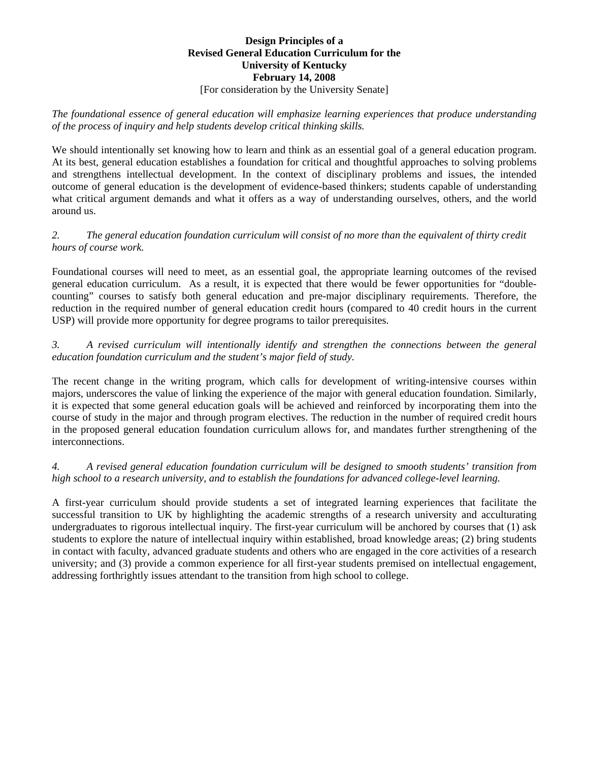**Design Principles of a**
**Revised General Education Curriculum for the**
**University of Kentucky**
**February 14, 2008**
[For consideration by the University Senate]

*The foundational essence of general education will emphasize learning experiences that produce understanding of the process of inquiry and help students develop critical thinking skills.*

We should intentionally set knowing how to learn and think as an essential goal of a general education program. At its best, general education establishes a foundation for critical and thoughtful approaches to solving problems and strengthens intellectual development. In the context of disciplinary problems and issues, the intended outcome of general education is the development of evidence-based thinkers; students capable of understanding what critical argument demands and what it offers as a way of understanding ourselves, others, and the world around us.

*2. The general education foundation curriculum will consist of no more than the equivalent of thirty credit hours of course work.*

Foundational courses will need to meet, as an essential goal, the appropriate learning outcomes of the revised general education curriculum. As a result, it is expected that there would be fewer opportunities for "double-counting" courses to satisfy both general education and pre-major disciplinary requirements. Therefore, the reduction in the required number of general education credit hours (compared to 40 credit hours in the current USP) will provide more opportunity for degree programs to tailor prerequisites.

*3. A revised curriculum will intentionally identify and strengthen the connections between the general education foundation curriculum and the student's major field of study.*

The recent change in the writing program, which calls for development of writing-intensive courses within majors, underscores the value of linking the experience of the major with general education foundation. Similarly, it is expected that some general education goals will be achieved and reinforced by incorporating them into the course of study in the major and through program electives. The reduction in the number of required credit hours in the proposed general education foundation curriculum allows for, and mandates further strengthening of the interconnections.

*4. A revised general education foundation curriculum will be designed to smooth students' transition from high school to a research university, and to establish the foundations for advanced college-level learning.*

A first-year curriculum should provide students a set of integrated learning experiences that facilitate the successful transition to UK by highlighting the academic strengths of a research university and acculturating undergraduates to rigorous intellectual inquiry. The first-year curriculum will be anchored by courses that (1) ask students to explore the nature of intellectual inquiry within established, broad knowledge areas; (2) bring students in contact with faculty, advanced graduate students and others who are engaged in the core activities of a research university; and (3) provide a common experience for all first-year students premised on intellectual engagement, addressing forthrightly issues attendant to the transition from high school to college.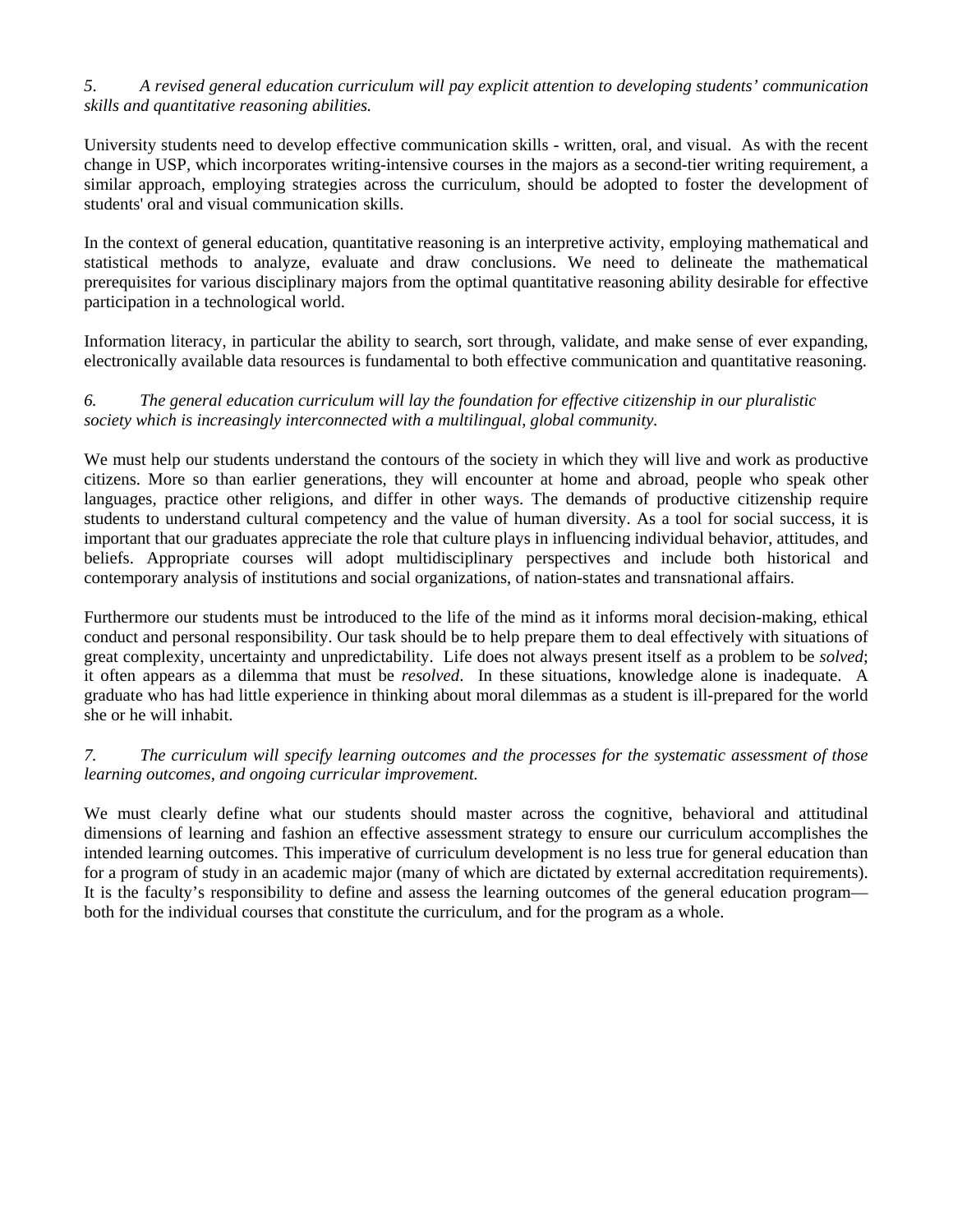*5. A revised general education curriculum will pay explicit attention to developing students' communication skills and quantitative reasoning abilities.*

University students need to develop effective communication skills - written, oral, and visual. As with the recent change in USP, which incorporates writing-intensive courses in the majors as a second-tier writing requirement, a similar approach, employing strategies across the curriculum, should be adopted to foster the development of students' oral and visual communication skills.

In the context of general education, quantitative reasoning is an interpretive activity, employing mathematical and statistical methods to analyze, evaluate and draw conclusions. We need to delineate the mathematical prerequisites for various disciplinary majors from the optimal quantitative reasoning ability desirable for effective participation in a technological world.

Information literacy, in particular the ability to search, sort through, validate, and make sense of ever expanding, electronically available data resources is fundamental to both effective communication and quantitative reasoning.

*6. The general education curriculum will lay the foundation for effective citizenship in our pluralistic society which is increasingly interconnected with a multilingual, global community.*

We must help our students understand the contours of the society in which they will live and work as productive citizens. More so than earlier generations, they will encounter at home and abroad, people who speak other languages, practice other religions, and differ in other ways. The demands of productive citizenship require students to understand cultural competency and the value of human diversity. As a tool for social success, it is important that our graduates appreciate the role that culture plays in influencing individual behavior, attitudes, and beliefs. Appropriate courses will adopt multidisciplinary perspectives and include both historical and contemporary analysis of institutions and social organizations, of nation-states and transnational affairs.

Furthermore our students must be introduced to the life of the mind as it informs moral decision-making, ethical conduct and personal responsibility. Our task should be to help prepare them to deal effectively with situations of great complexity, uncertainty and unpredictability. Life does not always present itself as a problem to be *solved*; it often appears as a dilemma that must be *resolved*. In these situations, knowledge alone is inadequate. A graduate who has had little experience in thinking about moral dilemmas as a student is ill-prepared for the world she or he will inhabit.

*7. The curriculum will specify learning outcomes and the processes for the systematic assessment of those learning outcomes, and ongoing curricular improvement.*

We must clearly define what our students should master across the cognitive, behavioral and attitudinal dimensions of learning and fashion an effective assessment strategy to ensure our curriculum accomplishes the intended learning outcomes. This imperative of curriculum development is no less true for general education than for a program of study in an academic major (many of which are dictated by external accreditation requirements). It is the faculty's responsibility to define and assess the learning outcomes of the general education program—both for the individual courses that constitute the curriculum, and for the program as a whole.